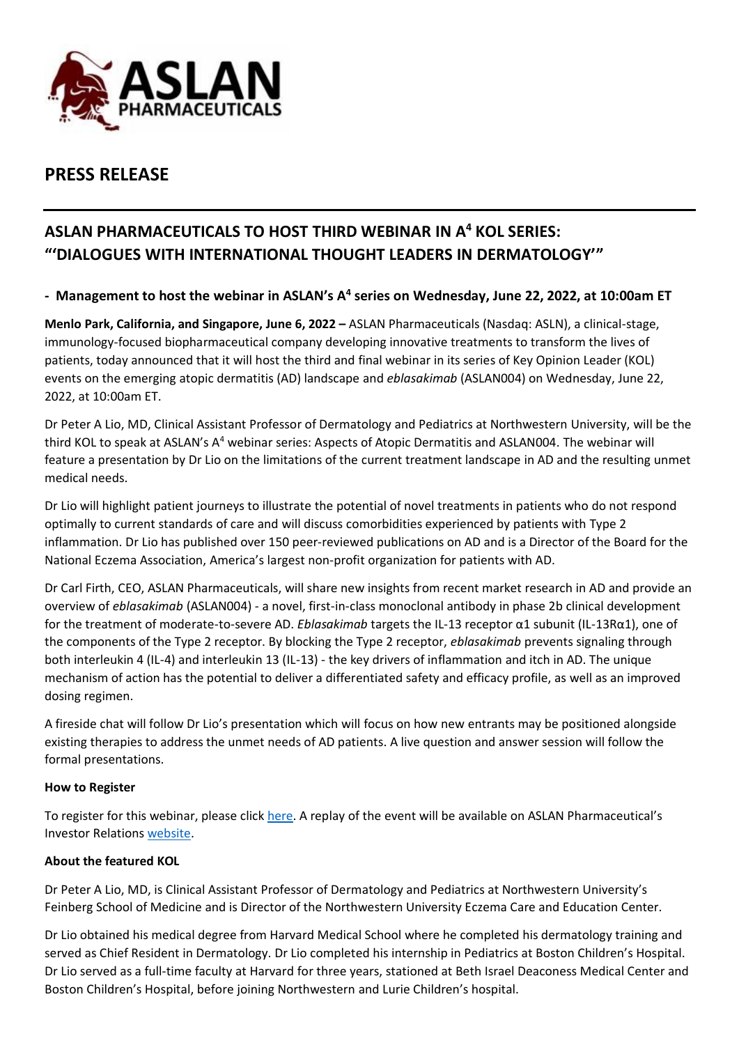## PRESS RELEASE

# ASLAN PHARMACEUTICALS TO HOST THIRD WEBINAR IN A$^4$ KOL SERIES: "'DIALOGUES WITH INTERNATIONAL THOUGHT LEADERS IN DERMATOLOGY'"

### - Management to host the webinar in ASLAN's A$^4$ series on Wednesday, June 22, 2022, at 10:00am ET

**Menlo Park, California, and Singapore, June 6, 2022 –** ASLAN Pharmaceuticals (Nasdaq: ASLN), a clinical-stage, immunology-focused biopharmaceutical company developing innovative treatments to transform the lives of patients, today announced that it will host the third and final webinar in its series of Key Opinion Leader (KOL) events on the emerging atopic dermatitis (AD) landscape and *eblasakimab* (ASLAN004) on Wednesday, June 22, 2022, at 10:00am ET.

Dr Peter A Lio, MD, Clinical Assistant Professor of Dermatology and Pediatrics at Northwestern University, will be the third KOL to speak at ASLAN's A$^4$ webinar series: Aspects of Atopic Dermatitis and ASLAN004. The webinar will feature a presentation by Dr Lio on the limitations of the current treatment landscape in AD and the resulting unmet medical needs.

Dr Lio will highlight patient journeys to illustrate the potential of novel treatments in patients who do not respond optimally to current standards of care and will discuss comorbidities experienced by patients with Type 2 inflammation. Dr Lio has published over 150 peer-reviewed publications on AD and is a Director of the Board for the National Eczema Association, America's largest non-profit organization for patients with AD.

Dr Carl Firth, CEO, ASLAN Pharmaceuticals, will share new insights from recent market research in AD and provide an overview of *eblasakimab* (ASLAN004) - a novel, first-in-class monoclonal antibody in phase 2b clinical development for the treatment of moderate-to-severe AD. *Eblasakimab* targets the IL-13 receptor α1 subunit (IL-13Rα1), one of the components of the Type 2 receptor. By blocking the Type 2 receptor, *eblasakimab* prevents signaling through both interleukin 4 (IL-4) and interleukin 13 (IL-13) - the key drivers of inflammation and itch in AD. The unique mechanism of action has the potential to deliver a differentiated safety and efficacy profile, as well as an improved dosing regimen.

A fireside chat will follow Dr Lio's presentation which will focus on how new entrants may be positioned alongside existing therapies to address the unmet needs of AD patients. A live question and answer session will follow the formal presentations.

**How to Register**

To register for this webinar, please click here. A replay of the event will be available on ASLAN Pharmaceutical's Investor Relations website.

**About the featured KOL**

Dr Peter A Lio, MD, is Clinical Assistant Professor of Dermatology and Pediatrics at Northwestern University's Feinberg School of Medicine and is Director of the Northwestern University Eczema Care and Education Center.

Dr Lio obtained his medical degree from Harvard Medical School where he completed his dermatology training and served as Chief Resident in Dermatology. Dr Lio completed his internship in Pediatrics at Boston Children's Hospital. Dr Lio served as a full-time faculty at Harvard for three years, stationed at Beth Israel Deaconess Medical Center and Boston Children's Hospital, before joining Northwestern and Lurie Children's hospital.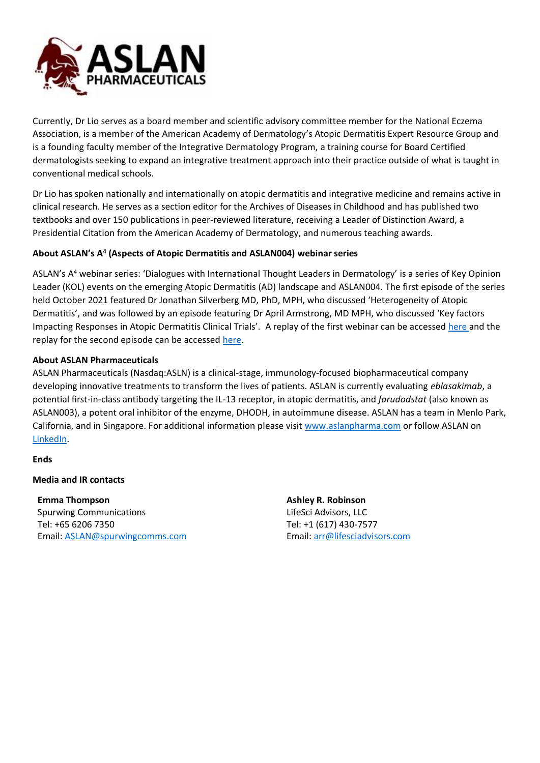Currently, Dr Lio serves as a board member and scientific advisory committee member for the National Eczema Association, is a member of the American Academy of Dermatology's Atopic Dermatitis Expert Resource Group and is a founding faculty member of the Integrative Dermatology Program, a training course for Board Certified dermatologists seeking to expand an integrative treatment approach into their practice outside of what is taught in conventional medical schools.

Dr Lio has spoken nationally and internationally on atopic dermatitis and integrative medicine and remains active in clinical research. He serves as a section editor for the Archives of Diseases in Childhood and has published two textbooks and over 150 publications in peer-reviewed literature, receiving a Leader of Distinction Award, a Presidential Citation from the American Academy of Dermatology, and numerous teaching awards.

**About ASLAN's A$^4$ (Aspects of Atopic Dermatitis and ASLAN004) webinar series**

ASLAN's A$^4$ webinar series: 'Dialogues with International Thought Leaders in Dermatology' is a series of Key Opinion Leader (KOL) events on the emerging Atopic Dermatitis (AD) landscape and ASLAN004. The first episode of the series held October 2021 featured Dr Jonathan Silverberg MD, PhD, MPH, who discussed 'Heterogeneity of Atopic Dermatitis', and was followed by an episode featuring Dr April Armstrong, MD MPH, who discussed 'Key factors Impacting Responses in Atopic Dermatitis Clinical Trials'. A replay of the first webinar can be accessed here and the replay for the second episode can be accessed here.

**About ASLAN Pharmaceuticals**

ASLAN Pharmaceuticals (Nasdaq:ASLN) is a clinical-stage, immunology-focused biopharmaceutical company developing innovative treatments to transform the lives of patients. ASLAN is currently evaluating *eblasakimab*, a potential first-in-class antibody targeting the IL-13 receptor, in atopic dermatitis, and *farudodstat* (also known as ASLAN003), a potent oral inhibitor of the enzyme, DHODH, in autoimmune disease. ASLAN has a team in Menlo Park, California, and in Singapore. For additional information please visit www.aslanpharma.com or follow ASLAN on LinkedIn.

**Ends**

**Media and IR contacts**

**Emma Thompson**
Spurwing Communications
Tel: +65 6206 7350
Email: ASLAN@spurwingcomms.com

**Ashley R. Robinson**
LifeSci Advisors, LLC
Tel: +1 (617) 430-7577
Email: arr@lifesciadvisors.com